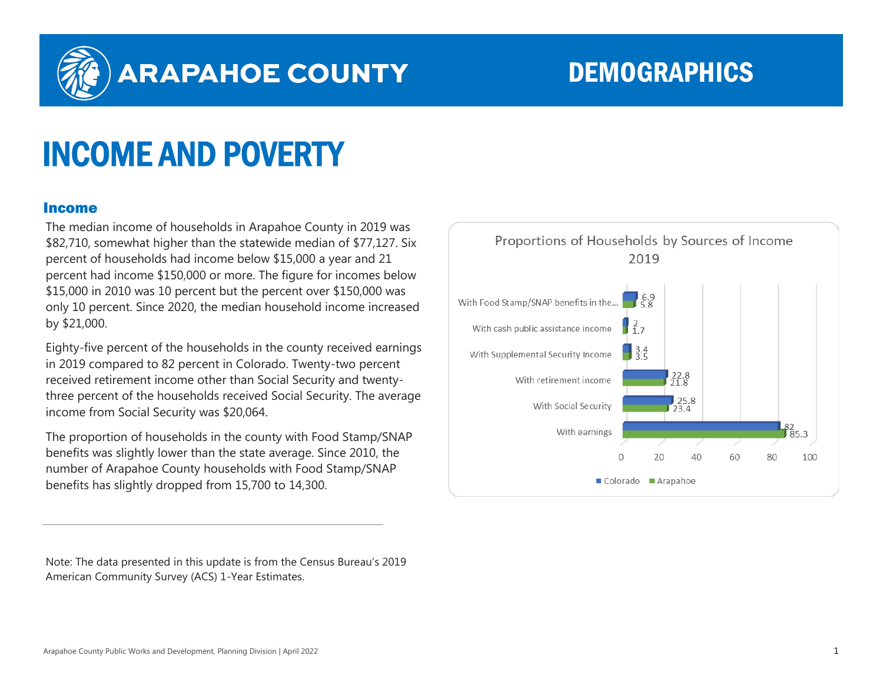# ARAPAHOE COUNTY DEMOGRAPHICS

# INCOME AND POVERTY

## Income

The median income of households in Arapahoe County in 2019 was $82,710, somewhat higher than the statewide median of $77,127. Six percent of households had income below $15,000 a year and 21 percent had income $150,000 or more. The figure for incomes below $15,000 in 2010 was 10 percent but the percent over $150,000 was only 10 percent. Since 2020, the median household income increased by $21,000.

Eighty-five percent of the households in the county received earnings in 2019 compared to 82 percent in Colorado. Twenty-two percent received retirement income other than Social Security and twenty-three percent of the households received Social Security. The average income from Social Security was $20,064.

The proportion of households in the county with Food Stamp/SNAP benefits was slightly lower than the state average. Since 2010, the number of Arapahoe County households with Food Stamp/SNAP benefits has slightly dropped from 15,700 to 14,300.

**Proportions of Households by Sources of Income 2019**

| Source of Income | Colorado | Arapahoe |
| --- | --- | --- |
| With Food Stamp/SNAP benefits in the... | 6.9 | 5.8 |
| With cash public assistance income | 2 | 1.7 |
| With Supplemental Security Income | 3.4 | 3.5 |
| With retirement income | 22.8 | 21.8 |
| With Social Security | 25.8 | 23.4 |
| With earnings | 82 | 85.3 |

Note: The data presented in this update is from the Census Bureau's 2019 American Community Survey (ACS) 1-Year Estimates.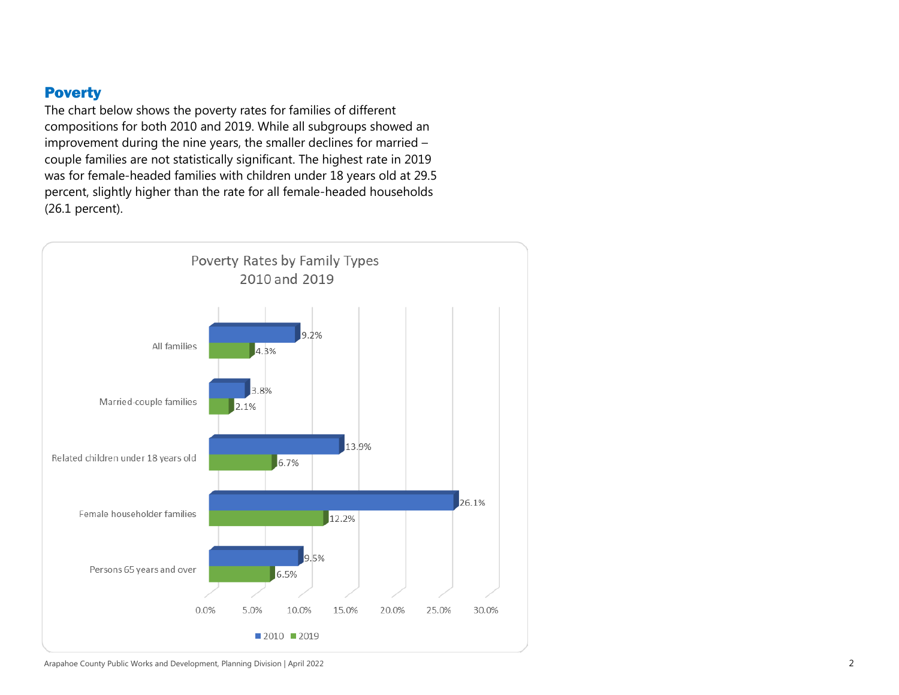## Poverty

The chart below shows the poverty rates for families of different compositions for both 2010 and 2019. While all subgroups showed an improvement during the nine years, the smaller declines for married – couple families are not statistically significant. The highest rate in 2019 was for female-headed families with children under 18 years old at 29.5 percent, slightly higher than the rate for all female-headed households (26.1 percent).

**Poverty Rates by Family Types 2010 and 2019**

| Family Type | 2010 | 2019 |
|---|---|---|
| All families | 9.2% | 4.3% |
| Married-couple families | 3.8% | 2.1% |
| Related children under 18 years old | 13.9% | 6.7% |
| Female householder families | 26.1% | 12.2% |
| Persons 65 years and over | 9.5% | 6.5% |

Arapahoe County Public Works and Development, Planning Division | April 2022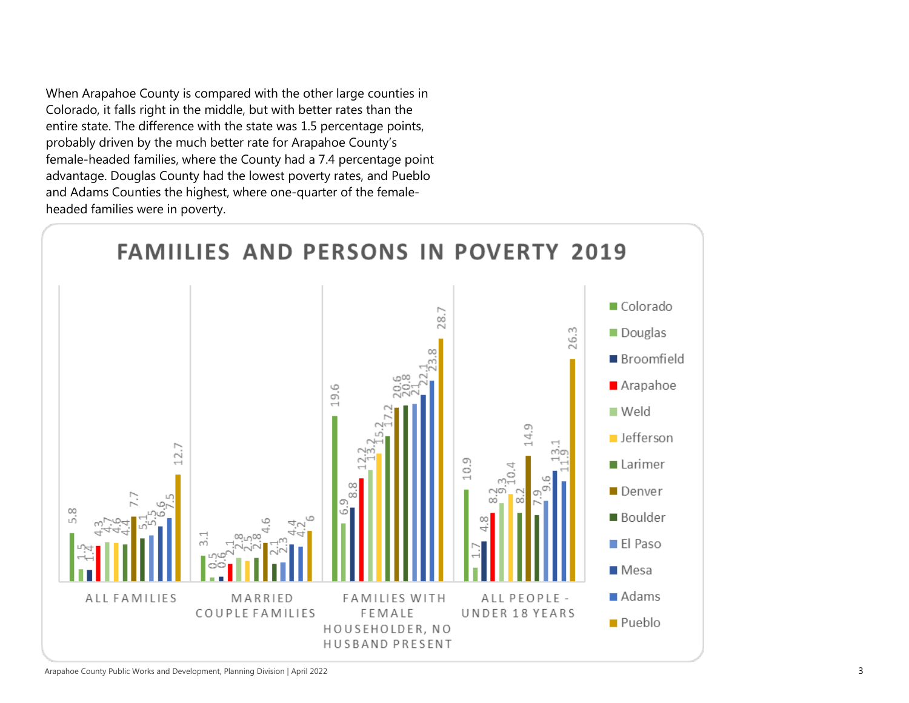When Arapahoe County is compared with the other large counties in Colorado, it falls right in the middle, but with better rates than the entire state. The difference with the state was 1.5 percentage points, probably driven by the much better rate for Arapahoe County's female-headed families, where the County had a 7.4 percentage point advantage. Douglas County had the lowest poverty rates, and Pueblo and Adams Counties the highest, where one-quarter of the female-headed families were in poverty.

## FAMIILIES AND PERSONS IN POVERTY 2019

| | ALL FAMILIES | MARRIED COUPLE FAMILIES | FAMILIES WITH FEMALE HOUSEHOLDER, NO HUSBAND PRESENT | ALL PEOPLE - UNDER 18 YEARS |
|---|---|---|---|---|
| Colorado | 5.8 | 3.1 | 19.6 | 10.9 |
| Douglas | 1.5 | 0.5 | 6.9 | 1.7 |
| Broomfield | 1.4 | 0.6 | 8.8 | 4.8 |
| Arapahoe | 4.3 | 2.1 | 12.2 | 8.2 |
| Weld | 4.7 | 2.8 | 13.2 | 9.3 |
| Jefferson | 4.6 | 2.5 | 15.2 | 10.4 |
| Larimer | 4.4 | 2.8 | 17.2 | 8.2 |
| Denver | 7.7 | 4.6 | 20.6 | 14.9 |
| Boulder | 5.1 | 2.1 | 20.8 | 7.9 |
| El Paso | 5.5 | 2.3 | 21 | 9.6 |
| Mesa | 6.6 | 4.4 | 22.1 | 13.1 |
| Adams | 7.5 | 4.2 | 23.8 | 11.9 |
| Pueblo | 12.7 | 6 | 28.7 | 26.3 |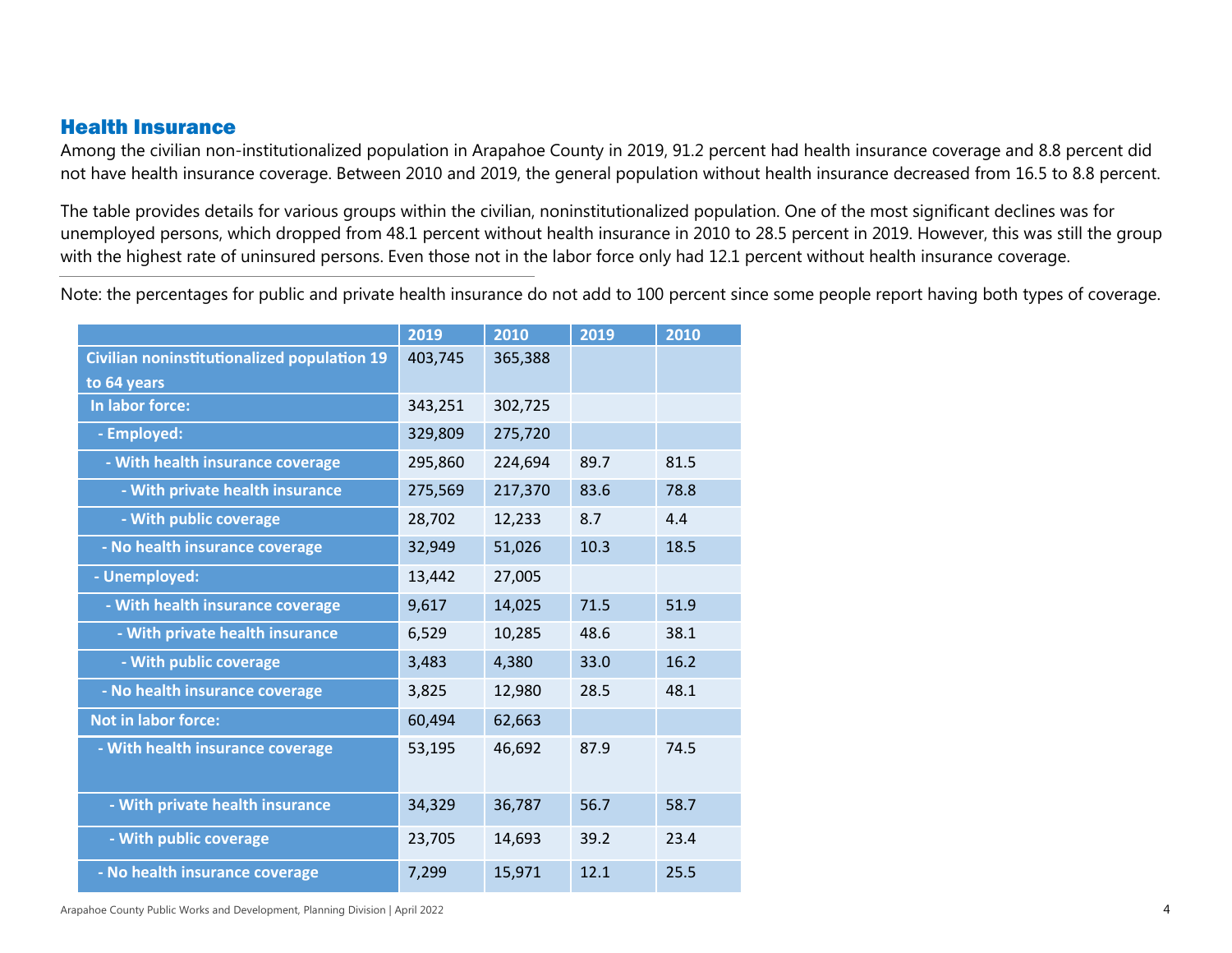## Health Insurance

Among the civilian non-institutionalized population in Arapahoe County in 2019, 91.2 percent had health insurance coverage and 8.8 percent did not have health insurance coverage. Between 2010 and 2019, the general population without health insurance decreased from 16.5 to 8.8 percent.

The table provides details for various groups within the civilian, noninstitutionalized population. One of the most significant declines was for unemployed persons, which dropped from 48.1 percent without health insurance in 2010 to 28.5 percent in 2019. However, this was still the group with the highest rate of uninsured persons. Even those not in the labor force only had 12.1 percent without health insurance coverage.

Note: the percentages for public and private health insurance do not add to 100 percent since some people report having both types of coverage.

| | 2019 | 2010 | 2019 | 2010 |
|---|---|---|---|---|
| **Civilian noninstitutionalized population 19 to 64 years** | 403,745 | 365,388 | | |
| **In labor force:** | 343,251 | 302,725 | | |
| **- Employed:** | 329,809 | 275,720 | | |
| **- With health insurance coverage** | 295,860 | 224,694 | 89.7 | 81.5 |
| **- With private health insurance** | 275,569 | 217,370 | 83.6 | 78.8 |
| **- With public coverage** | 28,702 | 12,233 | 8.7 | 4.4 |
| **- No health insurance coverage** | 32,949 | 51,026 | 10.3 | 18.5 |
| **- Unemployed:** | 13,442 | 27,005 | | |
| **- With health insurance coverage** | 9,617 | 14,025 | 71.5 | 51.9 |
| **- With private health insurance** | 6,529 | 10,285 | 48.6 | 38.1 |
| **- With public coverage** | 3,483 | 4,380 | 33.0 | 16.2 |
| **- No health insurance coverage** | 3,825 | 12,980 | 28.5 | 48.1 |
| **Not in labor force:** | 60,494 | 62,663 | | |
| **- With health insurance coverage** | 53,195 | 46,692 | 87.9 | 74.5 |
| **- With private health insurance** | 34,329 | 36,787 | 56.7 | 58.7 |
| **- With public coverage** | 23,705 | 14,693 | 39.2 | 23.4 |
| **- No health insurance coverage** | 7,299 | 15,971 | 12.1 | 25.5 |